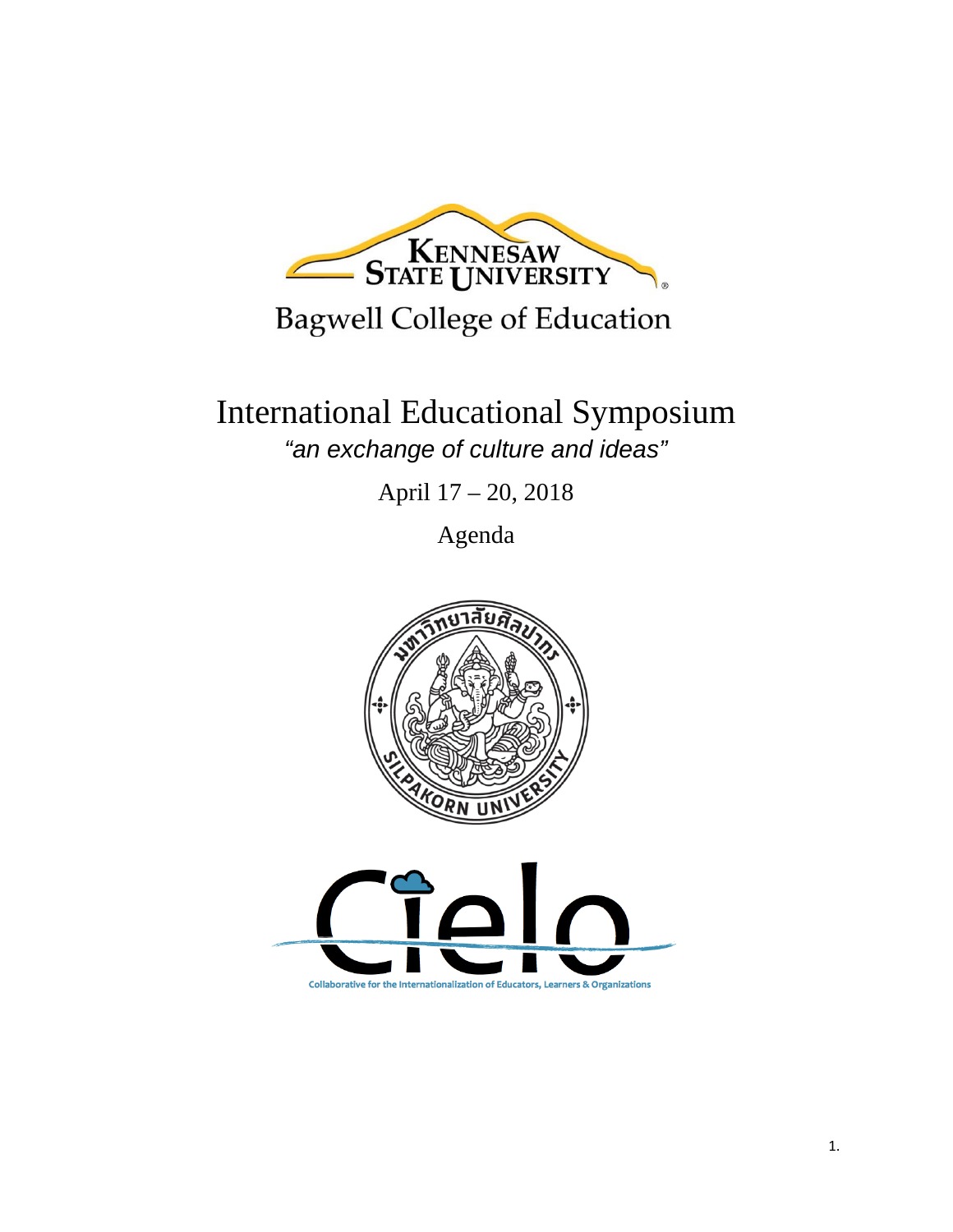Kennesaw State University

Bagwell College of Education

# International Educational Symposium

*"an exchange of culture and ideas"*

April 17 – 20, 2018

Agenda

มหาวิทยาลัยศิลปากร

SILPAKORN UNIVERSITY

Cielo

Collaborative for the Internationalization of Educators, Learners & Organizations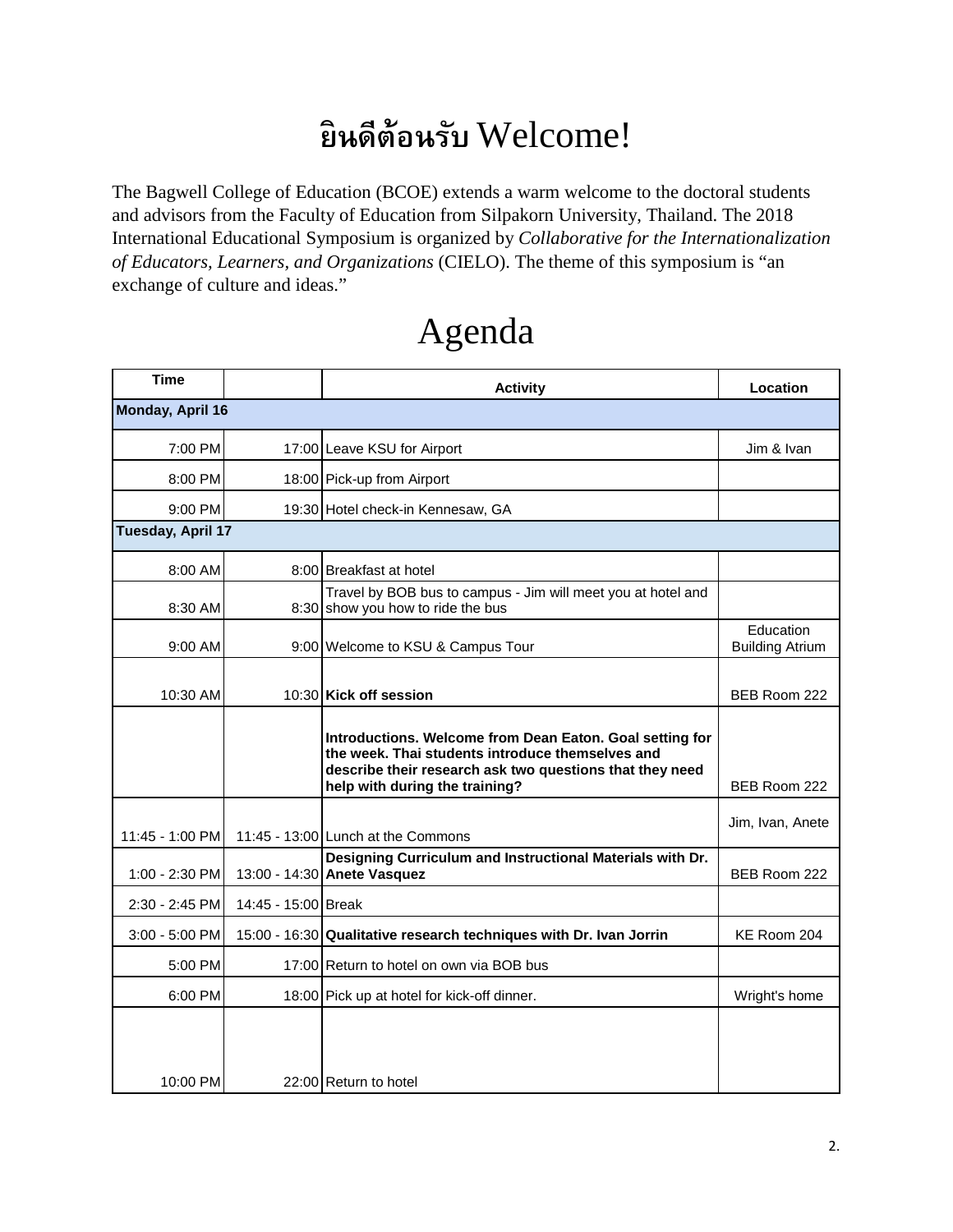# ยินดีต้อนรับ Welcome!

The Bagwell College of Education (BCOE) extends a warm welcome to the doctoral students and advisors from the Faculty of Education from Silpakorn University, Thailand. The 2018 International Educational Symposium is organized by *Collaborative for the Internationalization of Educators, Learners, and Organizations* (CIELO). The theme of this symposium is “an exchange of culture and ideas.”

# Agenda

| Time | | Activity | Location |
|---|---|---|---|
| **Monday, April 16** | | | |
| 7:00 PM | 17:00 | Leave KSU for Airport | Jim & Ivan |
| 8:00 PM | 18:00 | Pick-up from Airport | |
| 9:00 PM | 19:30 | Hotel check-in Kennesaw, GA | |
| **Tuesday, April 17** | | | |
| 8:00 AM | 8:00 | Breakfast at hotel | |
| 8:30 AM | 8:30 | Travel by BOB bus to campus - Jim will meet you at hotel and show you how to ride the bus | |
| 9:00 AM | 9:00 | Welcome to KSU & Campus Tour | Education Building Atrium |
| 10:30 AM | 10:30 | **Kick off session** | BEB Room 222 |
| | | **Introductions. Welcome from Dean Eaton. Goal setting for the week. Thai students introduce themselves and describe their research ask two questions that they need help with during the training?** | BEB Room 222 |
| 11:45 - 1:00 PM | 11:45 - 13:00 | Lunch at the Commons | Jim, Ivan, Anete |
| 1:00 - 2:30 PM | 13:00 - 14:30 | **Designing Curriculum and Instructional Materials with Dr. Anete Vasquez** | BEB Room 222 |
| 2:30 - 2:45 PM | 14:45 - 15:00 | Break | |
| 3:00 - 5:00 PM | 15:00 - 16:30 | **Qualitative research techniques with Dr. Ivan Jorrin** | KE Room 204 |
| 5:00 PM | 17:00 | Return to hotel on own via BOB bus | |
| 6:00 PM | 18:00 | Pick up at hotel for kick-off dinner. | Wright's home |
| 10:00 PM | 22:00 | Return to hotel | |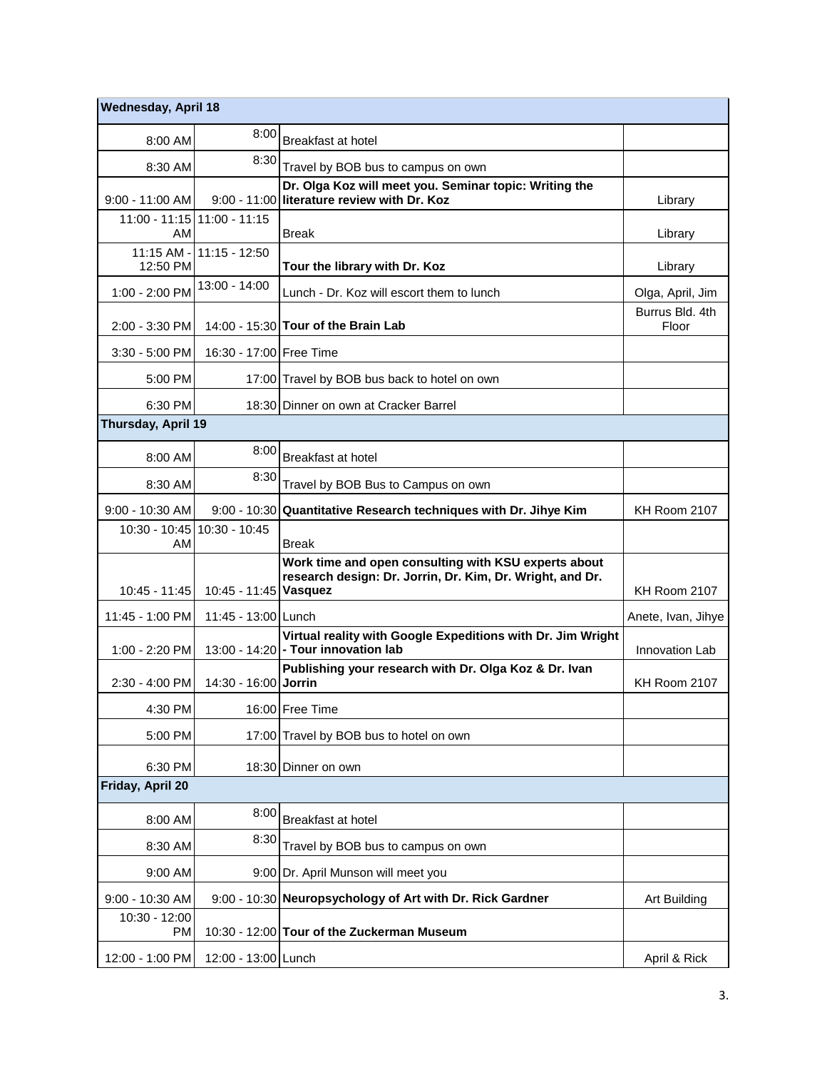| Wednesday, April 18 | | | |
|---|---|---|---|
| 8:00 AM | 8:00 | Breakfast at hotel | |
| 8:30 AM | 8:30 | Travel by BOB bus to campus on own | |
| 9:00 - 11:00 AM | 9:00 - 11:00 | **Dr. Olga Koz will meet you. Seminar topic: Writing the literature review with Dr. Koz** | Library |
| 11:00 - 11:15 AM | 11:00 - 11:15 | Break | Library |
| 11:15 AM - 12:50 PM | 11:15 - 12:50 | **Tour the library with Dr. Koz** | Library |
| 1:00 - 2:00 PM | 13:00 - 14:00 | Lunch - Dr. Koz will escort them to lunch | Olga, April, Jim |
| 2:00 - 3:30 PM | 14:00 - 15:30 | **Tour of the Brain Lab** | Burrus Bld. 4th Floor |
| 3:30 - 5:00 PM | 16:30 - 17:00 | Free Time | |
| 5:00 PM | 17:00 | Travel by BOB bus back to hotel on own | |
| 6:30 PM | 18:30 | Dinner on own at Cracker Barrel | |
| **Thursday, April 19** | | | |
| 8:00 AM | 8:00 | Breakfast at hotel | |
| 8:30 AM | 8:30 | Travel by BOB Bus to Campus on own | |
| 9:00 - 10:30 AM | 9:00 - 10:30 | **Quantitative Research techniques with Dr. Jihye Kim** | KH Room 2107 |
| 10:30 - 10:45 AM | 10:30 - 10:45 | Break | |
| 10:45 - 11:45 | 10:45 - 11:45 | **Work time and open consulting with KSU experts about research design: Dr. Jorrin, Dr. Kim, Dr. Wright, and Dr. Vasquez** | KH Room 2107 |
| 11:45 - 1:00 PM | 11:45 - 13:00 | Lunch | Anete, Ivan, Jihye |
| 1:00 - 2:20 PM | 13:00 - 14:20 | **Virtual reality with Google Expeditions with Dr. Jim Wright - Tour innovation lab** | Innovation Lab |
| 2:30 - 4:00 PM | 14:30 - 16:00 | **Publishing your research with Dr. Olga Koz & Dr. Ivan Jorrin** | KH Room 2107 |
| 4:30 PM | 16:00 | Free Time | |
| 5:00 PM | 17:00 | Travel by BOB bus to hotel on own | |
| 6:30 PM | 18:30 | Dinner on own | |
| **Friday, April 20** | | | |
| 8:00 AM | 8:00 | Breakfast at hotel | |
| 8:30 AM | 8:30 | Travel by BOB bus to campus on own | |
| 9:00 AM | 9:00 | Dr. April Munson will meet you | |
| 9:00 - 10:30 AM | 9:00 - 10:30 | **Neuropsychology of Art with Dr. Rick Gardner** | Art Building |
| 10:30 - 12:00 PM | 10:30 - 12:00 | **Tour of the Zuckerman Museum** | |
| 12:00 - 1:00 PM | 12:00 - 13:00 | Lunch | April & Rick |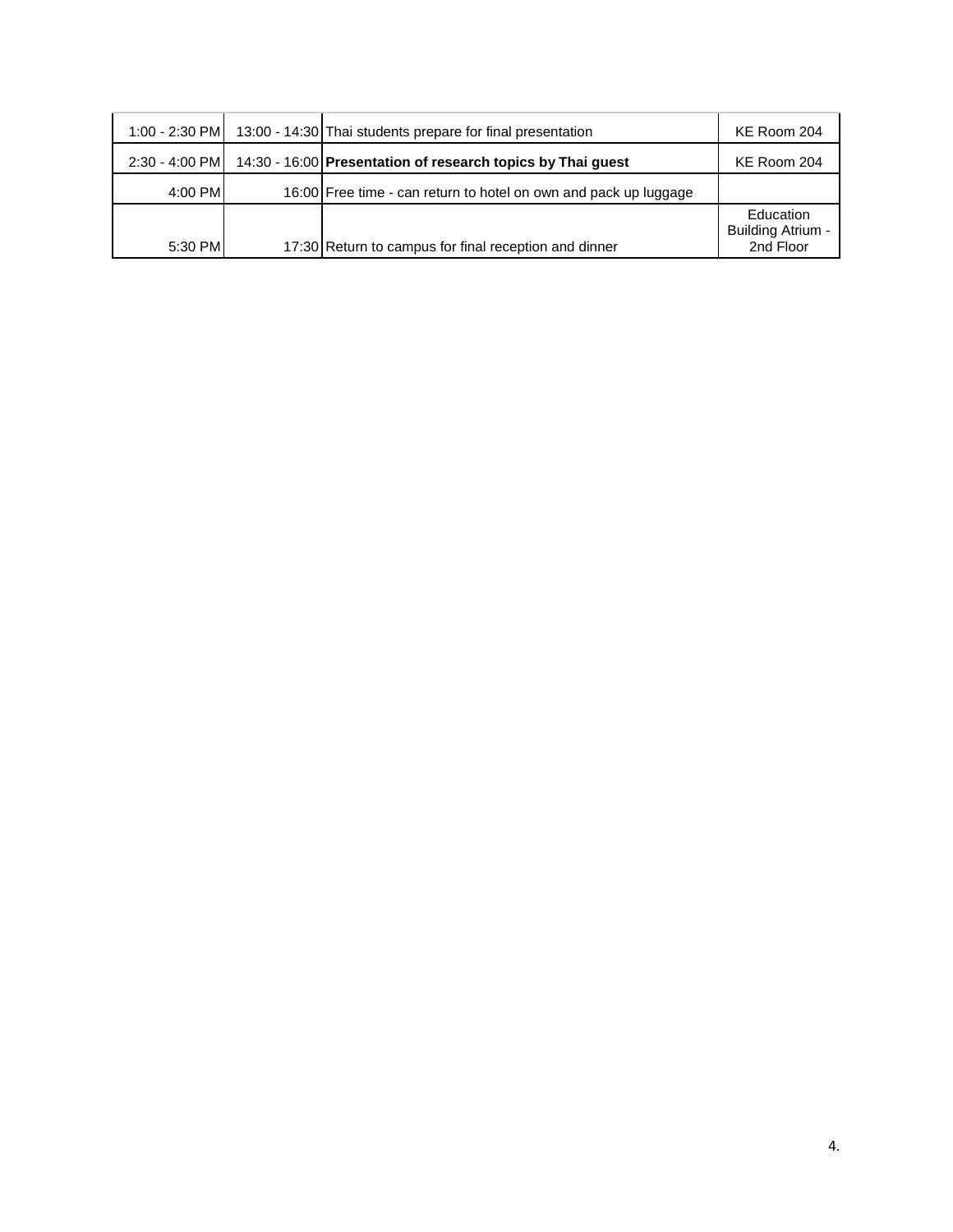| | | | |
|---|---|---|---|
| 1:00 - 2:30 PM | 13:00 - 14:30 | Thai students prepare for final presentation | KE Room 204 |
| 2:30 - 4:00 PM | 14:30 - 16:00 | **Presentation of research topics by Thai guest** | KE Room 204 |
| 4:00 PM | 16:00 | Free time - can return to hotel on own and pack up luggage | |
| 5:30 PM | 17:30 | Return to campus for final reception and dinner | Education Building Atrium - 2nd Floor |